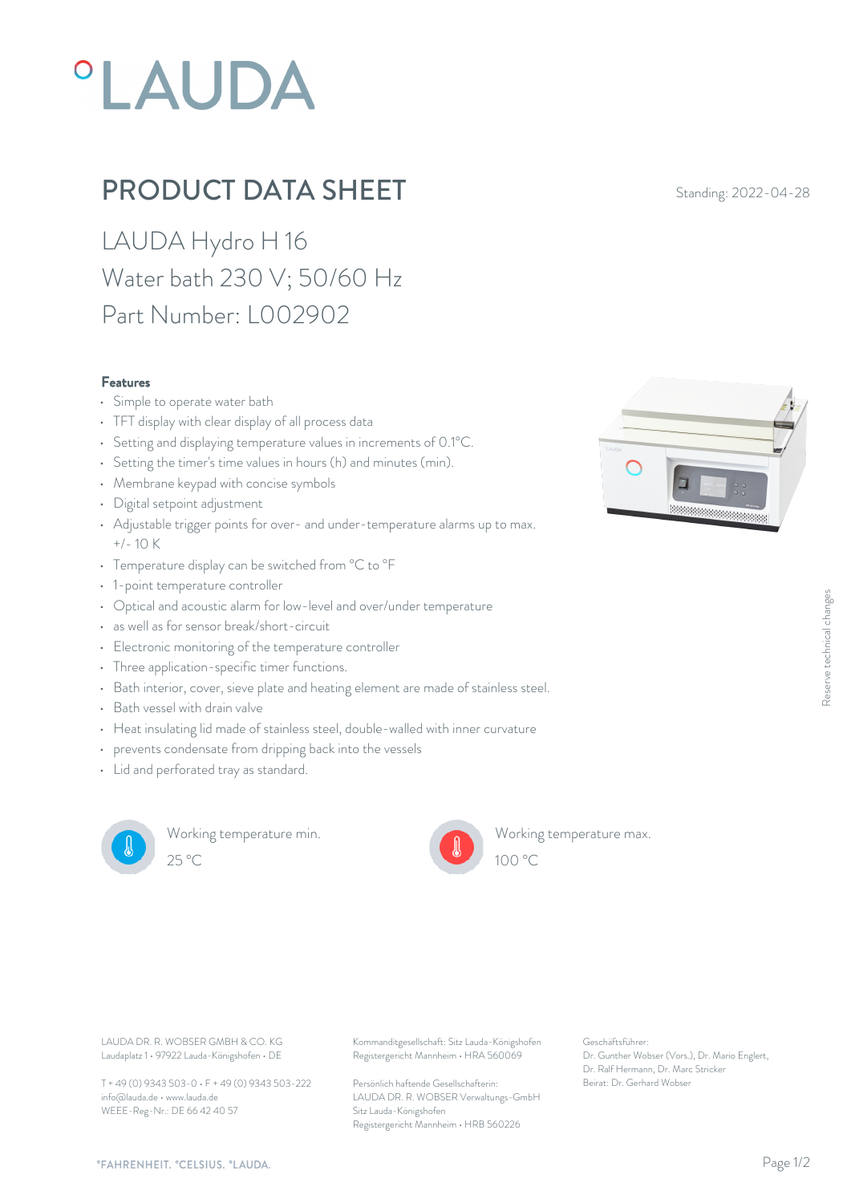# PRODUCT DATA SHEET

Standing: 2022-04-28

## LAUDA Hydro H 16
## Water bath 230 V; 50/60 Hz
## Part Number: L002902

### Features

- Simple to operate water bath
- TFT display with clear display of all process data
- Setting and displaying temperature values in increments of 0.1°C.
- Setting the timer's time values in hours (h) and minutes (min).
- Membrane keypad with concise symbols
- Digital setpoint adjustment
- Adjustable trigger points for over- and under-temperature alarms up to max. +/- 10 K
- Temperature display can be switched from °C to °F
- 1-point temperature controller
- Optical and acoustic alarm for low-level and over/under temperature
- as well as for sensor break/short-circuit
- Electronic monitoring of the temperature controller
- Three application-specific timer functions.
- Bath interior, cover, sieve plate and heating element are made of stainless steel.
- Bath vessel with drain valve
- Heat insulating lid made of stainless steel, double-walled with inner curvature
- prevents condensate from dripping back into the vessels
- Lid and perforated tray as standard.

Working temperature min.
25 °C

Working temperature max.
100 °C

Reserve technical changes

LAUDA DR. R. WOBSER GMBH & CO. KG
Laudaplatz 1 • 97922 Lauda-Königshofen • DE

T + 49 (0) 9343 503-0 • F + 49 (0) 9343 503-222
info@lauda.de • www.lauda.de
WEEE-Reg-Nr.: DE 66 42 40 57

Kommanditgesellschaft: Sitz Lauda-Königshofen
Registergericht Mannheim • HRA 560069

Persönlich haftende Gesellschafterin:
LAUDA DR. R. WOBSER Verwaltungs-GmbH
Sitz Lauda-Königshofen
Registergericht Mannheim • HRB 560226

Geschäftsführer:
Dr. Gunther Wobser (Vors.), Dr. Mario Englert,
Dr. Ralf Hermann, Dr. Marc Stricker
Beirat: Dr. Gerhard Wobser

°FAHRENHEIT. °CELSIUS. °LAUDA.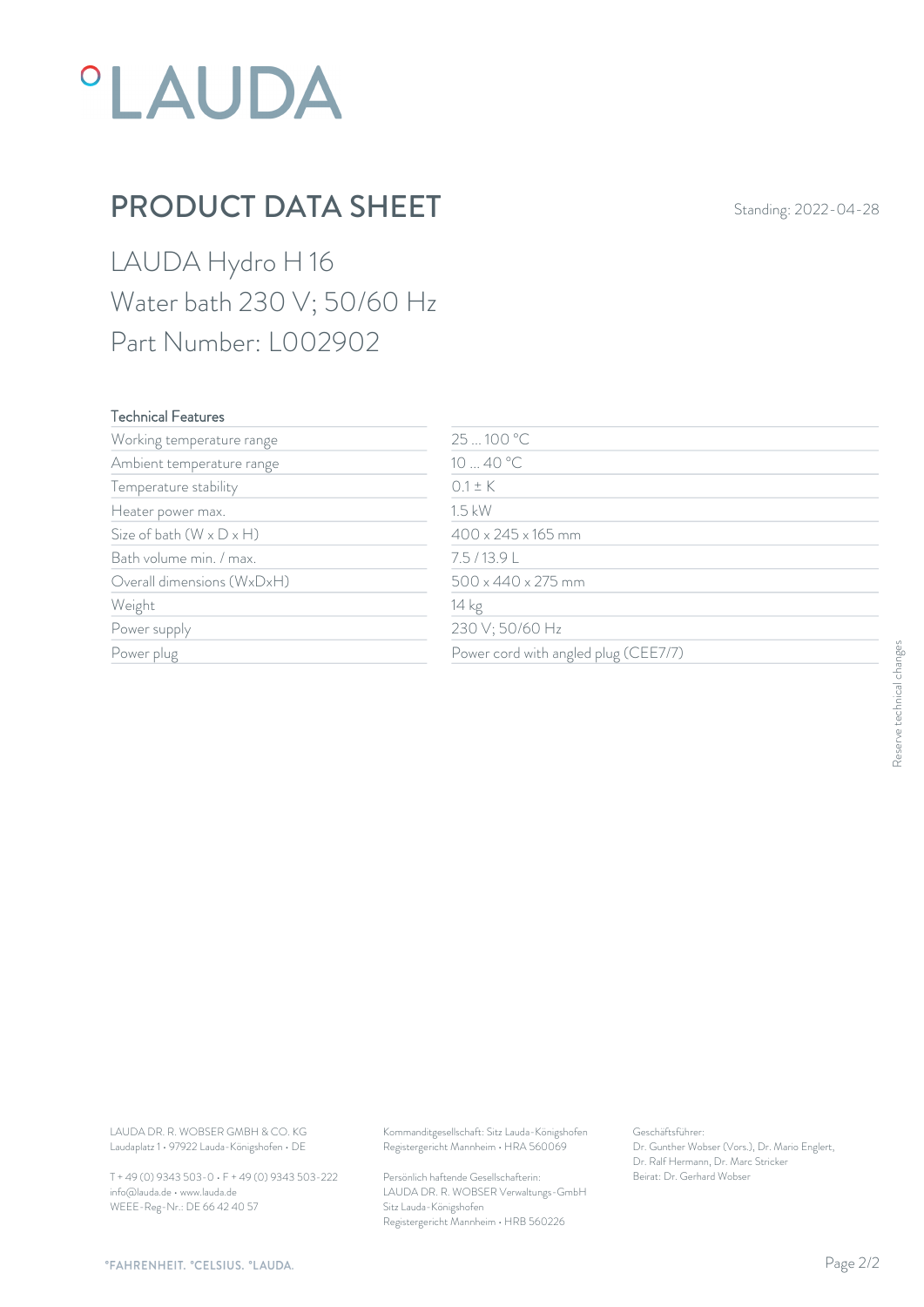°LAUDA

# PRODUCT DATA SHEET

Standing: 2022-04-28

## LAUDA Hydro H 16
## Water bath 230 V; 50/60 Hz
## Part Number: L002902

### Technical Features

| | |
|---|---|
| Working temperature range | 25 ... 100 °C |
| Ambient temperature range | 10 ... 40 °C |
| Temperature stability | 0.1 ± K |
| Heater power max. | 1.5 kW |
| Size of bath (W x D x H) | 400 x 245 x 165 mm |
| Bath volume min. / max. | 7.5 / 13.9 L |
| Overall dimensions (WxDxH) | 500 x 440 x 275 mm |
| Weight | 14 kg |
| Power supply | 230 V; 50/60 Hz |
| Power plug | Power cord with angled plug (CEE7/7) |

Reserve technical changes

LAUDA DR. R. WOBSER GMBH & CO. KG
Laudaplatz 1 • 97922 Lauda-Königshofen • DE

T + 49 (0) 9343 503-0 • F + 49 (0) 9343 503-222
info@lauda.de • www.lauda.de
WEEE-Reg-Nr.: DE 66 42 40 57

Kommanditgesellschaft: Sitz Lauda-Königshofen
Registergericht Mannheim • HRA 560069

Persönlich haftende Gesellschafterin:
LAUDA DR. R. WOBSER Verwaltungs-GmbH
Sitz Lauda-Königshofen
Registergericht Mannheim • HRB 560226

Geschäftsführer:
Dr. Gunther Wobser (Vors.), Dr. Mario Englert,
Dr. Ralf Hermann, Dr. Marc Stricker
Beirat: Dr. Gerhard Wobser

°FAHRENHEIT. °CELSIUS. °LAUDA.